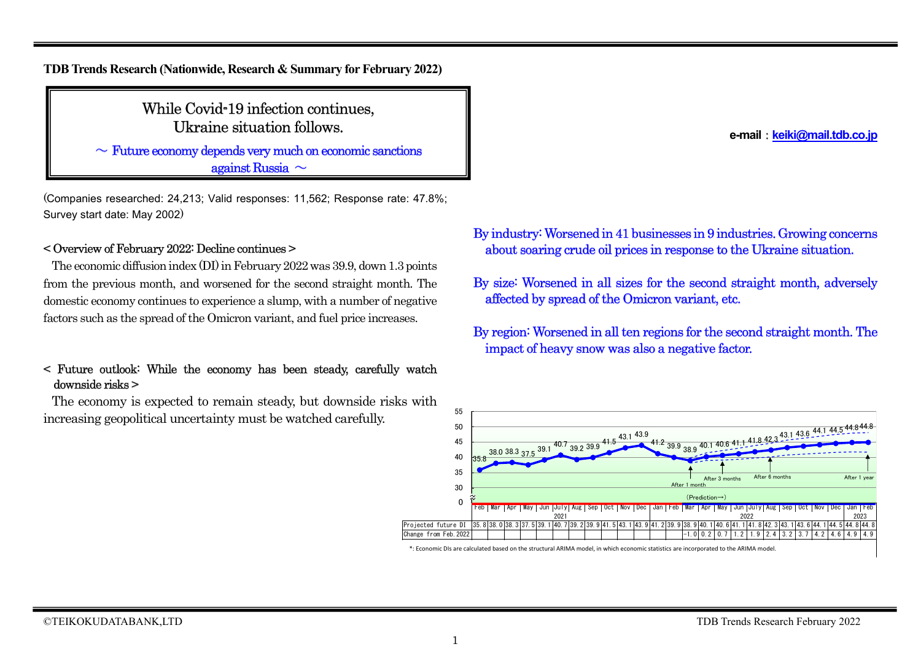**TDB Trends Research (Nationwide, Research & Summary for February 2022)**

# While Covid-19 infection continues, Ukraine situation follows.

## ～ Future economy depends very much on economic sanctions against Russia ～

e-mail：keiki@mail.tdb.co.jp

(Companies researched: 24,213; Valid responses: 11,562; Response rate: 47.8%; Survey start date: May 2002)

### < Overview of February 2022: Decline continues >

The economic diffusion index (DI) in February 2022 was 39.9, down 1.3 points from the previous month, and worsened for the second straight month. The domestic economy continues to experience a slump, with a number of negative factors such as the spread of the Omicron variant, and fuel price increases.

### < Future outlook: While the economy has been steady, carefully watch downside risks >

The economy is expected to remain steady, but downside risks with increasing geopolitical uncertainty must be watched carefully.

By industry: Worsened in 41 businesses in 9 industries. Growing concerns about soaring crude oil prices in response to the Ukraine situation.

By size: Worsened in all sizes for the second straight month, adversely affected by spread of the Omicron variant, etc.

By region: Worsened in all ten regions for the second straight month. The impact of heavy snow was also a negative factor.

| | Feb 2021 | Mar | Apr | May | Jun | July | Aug | Sep | Oct | Nov | Dec | Jan 2022 | Feb | Mar | Apr | May | Jun | July | Aug | Sep | Oct | Nov | Dec | Jan 2023 | Feb |
|---|---|---|---|---|---|---|---|---|---|---|---|---|---|---|---|---|---|---|---|---|---|---|---|---|---|
| Projected future DI | 35.8 | 38.0 | 38.3 | 37.5 | 39.1 | 40.7 | 39.2 | 39.9 | 41.5 | 43.1 | 43.9 | 41.2 | 39.9 | 38.9 | 40.1 | 40.6 | 41.1 | 41.8 | 42.3 | 43.1 | 43.6 | 44.1 | 44.5 | 44.8 | 44.8 |
| Change from Feb.2022 | | | | | | | | | | | | | | -1.0 | 0.2 | 0.7 | 1.2 | 1.9 | 2.4 | 3.2 | 3.7 | 4.2 | 4.6 | 4.9 | 4.9 |

(Prediction→) After 1 month; After 3 months; After 6 months; After 1 year

*: Economic DIs are calculated based on the structural ARIMA model, in which economic statistics are incorporated to the ARIMA model.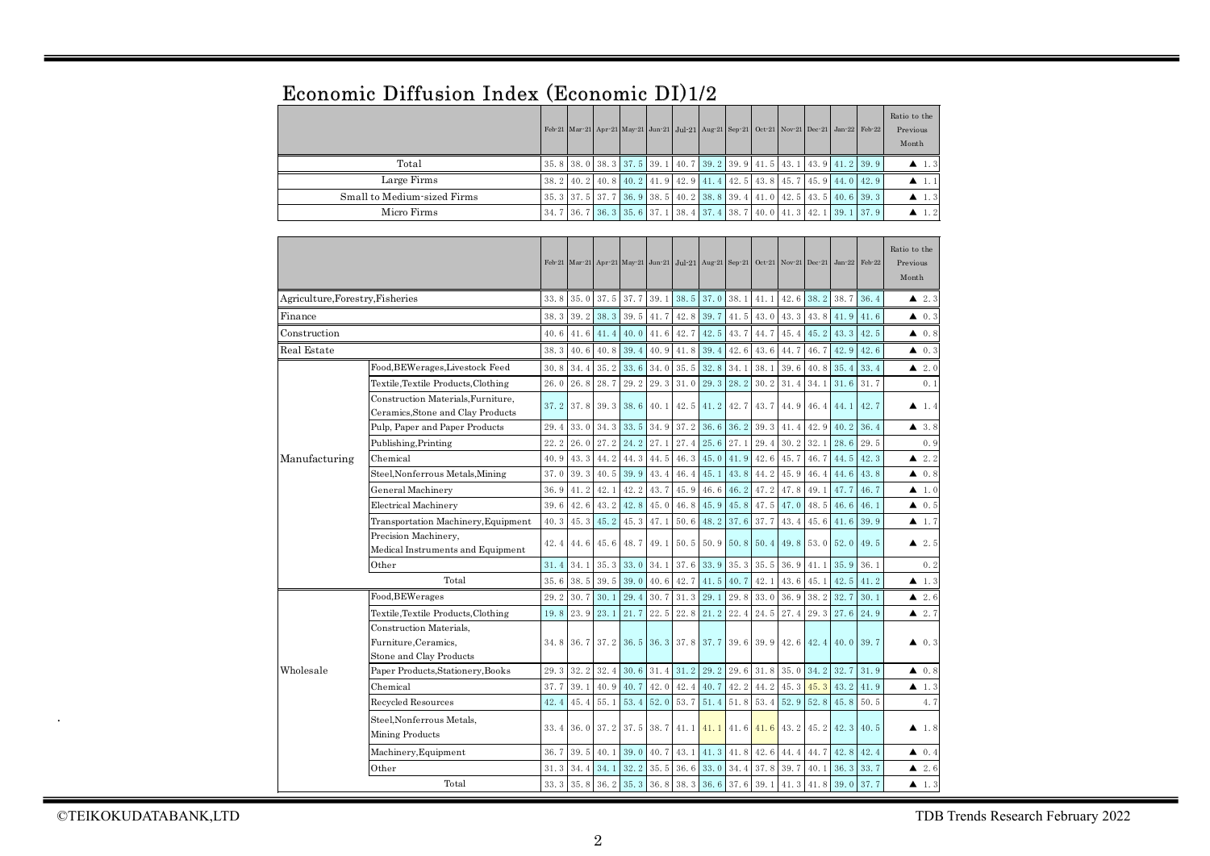# Economic Diffusion Index (Economic DI)1/2

| | Feb-21 | Mar-21 | Apr-21 | May-21 | Jun-21 | Jul-21 | Aug-21 | Sep-21 | Oct-21 | Nov-21 | Dec-21 | Jan-22 | Feb-22 | Ratio to the Previous Month |
|---|---|---|---|---|---|---|---|---|---|---|---|---|---|---|
| Total | 35.8 | 38.0 | 38.3 | 37.5 | 39.1 | 40.7 | 39.2 | 39.9 | 41.5 | 43.1 | 43.9 | 41.2 | 39.9 | ▲ 1.3 |
| Large Firms | 38.2 | 40.2 | 40.8 | 40.2 | 41.9 | 42.9 | 41.4 | 42.5 | 43.8 | 45.7 | 45.9 | 44.0 | 42.9 | ▲ 1.1 |
| Small to Medium-sized Firms | 35.3 | 37.5 | 37.7 | 36.9 | 38.5 | 40.2 | 38.8 | 39.4 | 41.0 | 42.5 | 43.5 | 40.6 | 39.3 | ▲ 1.3 |
| Micro Firms | 34.7 | 36.7 | 36.3 | 35.6 | 37.1 | 38.4 | 37.4 | 38.7 | 40.0 | 41.3 | 42.1 | 39.1 | 37.9 | ▲ 1.2 |

| | | Feb-21 | Mar-21 | Apr-21 | May-21 | Jun-21 | Jul-21 | Aug-21 | Sep-21 | Oct-21 | Nov-21 | Dec-21 | Jan-22 | Feb-22 | Ratio to the Previous Month |
|---|---|---|---|---|---|---|---|---|---|---|---|---|---|---|---|
| Agriculture,Forestry,Fisheries | | 33.8 | 35.0 | 37.5 | 37.7 | 39.1 | 38.5 | 37.0 | 38.1 | 41.1 | 42.6 | 38.2 | 38.7 | 36.4 | ▲ 2.3 |
| Finance | | 38.3 | 39.2 | 38.3 | 39.5 | 41.7 | 42.8 | 39.7 | 41.5 | 43.0 | 43.3 | 43.8 | 41.9 | 41.6 | ▲ 0.3 |
| Construction | | 40.6 | 41.6 | 41.4 | 40.0 | 41.6 | 42.7 | 42.5 | 43.7 | 44.7 | 45.4 | 45.2 | 43.3 | 42.5 | ▲ 0.8 |
| Real Estate | | 38.3 | 40.6 | 40.8 | 39.4 | 40.9 | 41.8 | 39.4 | 42.6 | 43.6 | 44.7 | 46.7 | 42.9 | 42.6 | ▲ 0.3 |
| Manufacturing | Food,BEWerages,Livestock Feed | 30.8 | 34.4 | 35.2 | 33.6 | 34.0 | 35.5 | 32.8 | 34.1 | 38.1 | 39.6 | 40.8 | 35.4 | 33.4 | ▲ 2.0 |
| | Textile,Textile Products,Clothing | 26.0 | 26.8 | 28.7 | 29.2 | 29.3 | 31.0 | 29.3 | 28.2 | 30.2 | 31.4 | 34.1 | 31.6 | 31.7 | 0.1 |
| | Construction Materials,Furniture, Ceramics,Stone and Clay Products | 37.2 | 37.8 | 39.3 | 38.6 | 40.1 | 42.5 | 41.2 | 42.7 | 43.7 | 44.9 | 46.4 | 44.1 | 42.7 | ▲ 1.4 |
| | Pulp, Paper and Paper Products | 29.4 | 33.0 | 34.3 | 33.5 | 34.9 | 37.2 | 36.6 | 36.2 | 39.3 | 41.4 | 42.9 | 40.2 | 36.4 | ▲ 3.8 |
| | Publishing,Printing | 22.2 | 26.0 | 27.2 | 24.2 | 27.1 | 27.4 | 25.6 | 27.1 | 29.4 | 30.2 | 32.1 | 28.6 | 29.5 | 0.9 |
| | Chemical | 40.9 | 43.3 | 44.2 | 44.3 | 44.5 | 46.3 | 45.0 | 41.9 | 42.6 | 45.7 | 46.7 | 44.5 | 42.3 | ▲ 2.2 |
| | Steel,Nonferrous Metals,Mining | 37.0 | 39.3 | 40.5 | 39.9 | 43.4 | 46.4 | 45.1 | 43.8 | 44.2 | 45.9 | 46.4 | 44.6 | 43.8 | ▲ 0.8 |
| | General Machinery | 36.9 | 41.2 | 42.1 | 42.2 | 43.7 | 45.9 | 46.6 | 46.2 | 47.2 | 47.8 | 49.1 | 47.7 | 46.7 | ▲ 1.0 |
| | Electrical Machinery | 39.6 | 42.6 | 43.2 | 42.8 | 45.0 | 46.8 | 45.9 | 45.8 | 47.5 | 47.0 | 48.5 | 46.6 | 46.1 | ▲ 0.5 |
| | Transportation Machinery,Equipment | 40.3 | 45.3 | 45.2 | 45.3 | 47.1 | 50.6 | 48.2 | 37.6 | 37.7 | 43.4 | 45.6 | 41.6 | 39.9 | ▲ 1.7 |
| | Precision Machinery, Medical Instruments and Equipment | 42.4 | 44.6 | 45.6 | 48.7 | 49.1 | 50.5 | 50.9 | 50.8 | 50.4 | 49.8 | 53.0 | 52.0 | 49.5 | ▲ 2.5 |
| | Other | 31.4 | 34.1 | 35.3 | 33.0 | 34.1 | 37.6 | 33.9 | 35.3 | 35.5 | 36.9 | 41.1 | 35.9 | 36.1 | 0.2 |
| | Total | 35.6 | 38.5 | 39.5 | 39.0 | 40.6 | 42.7 | 41.5 | 40.7 | 42.1 | 43.6 | 45.1 | 42.5 | 41.2 | ▲ 1.3 |
| Wholesale | Food,BEWerages | 29.2 | 30.7 | 30.1 | 29.4 | 30.7 | 31.3 | 29.1 | 29.8 | 33.0 | 36.9 | 38.2 | 32.7 | 30.1 | ▲ 2.6 |
| | Textile,Textile Products,Clothing | 19.8 | 23.9 | 23.1 | 21.7 | 22.5 | 22.8 | 21.2 | 22.4 | 24.5 | 27.4 | 29.3 | 27.6 | 24.9 | ▲ 2.7 |
| | Construction Materials, Furniture,Ceramics, Stone and Clay Products | 34.8 | 36.7 | 37.2 | 36.5 | 36.3 | 37.8 | 37.7 | 39.6 | 39.9 | 42.6 | 42.4 | 40.0 | 39.7 | ▲ 0.3 |
| | Paper Products,Stationery,Books | 29.3 | 32.2 | 32.4 | 30.6 | 31.4 | 31.2 | 29.2 | 29.6 | 31.8 | 35.0 | 34.2 | 32.7 | 31.9 | ▲ 0.8 |
| | Chemical | 37.7 | 39.1 | 40.9 | 40.7 | 42.0 | 42.4 | 40.7 | 42.2 | 44.2 | 45.3 | 45.3 | 43.2 | 41.9 | ▲ 1.3 |
| | Recycled Resources | 42.4 | 45.4 | 55.1 | 53.4 | 52.0 | 53.7 | 51.4 | 51.8 | 53.4 | 52.9 | 52.8 | 45.8 | 50.5 | 4.7 |
| | Steel,Nonferrous Metals, Mining Products | 33.4 | 36.0 | 37.2 | 37.5 | 38.7 | 41.1 | 41.1 | 41.6 | 41.6 | 43.2 | 45.2 | 42.3 | 40.5 | ▲ 1.8 |
| | Machinery,Equipment | 36.7 | 39.5 | 40.1 | 39.0 | 40.7 | 43.1 | 41.3 | 41.8 | 42.6 | 44.4 | 44.7 | 42.8 | 42.4 | ▲ 0.4 |
| | Other | 31.3 | 34.4 | 34.1 | 32.2 | 35.5 | 36.6 | 33.0 | 34.4 | 37.8 | 39.7 | 40.1 | 36.3 | 33.7 | ▲ 2.6 |
| | Total | 33.3 | 35.8 | 36.2 | 35.3 | 36.8 | 38.3 | 36.6 | 37.6 | 39.1 | 41.3 | 41.8 | 39.0 | 37.7 | ▲ 1.3 |

©TEIKOKUDATABANK,LTD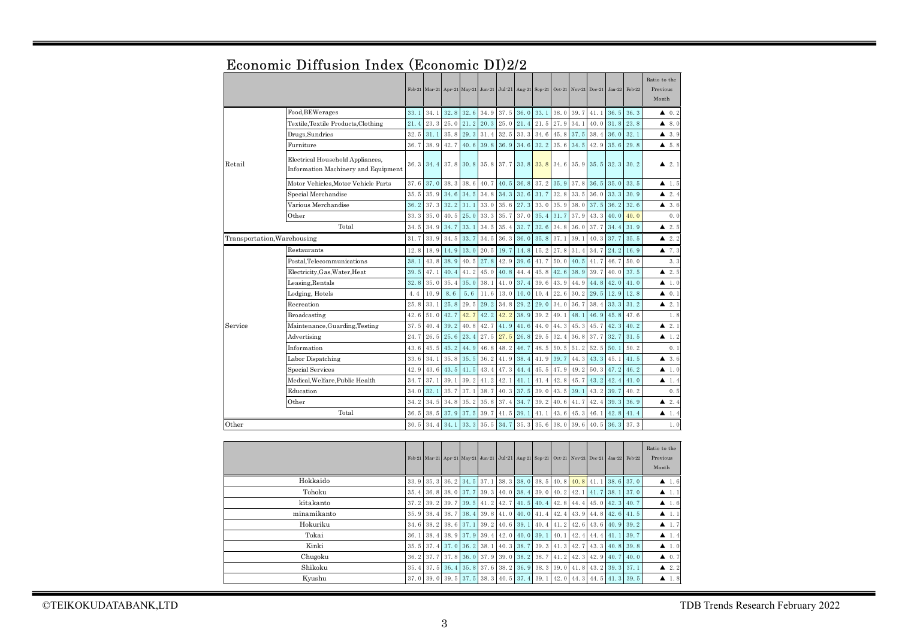# Economic Diffusion Index (Economic DI)2/2

| | | Feb-21 | Mar-21 | Apr-21 | May-21 | Jun-21 | Jul-21 | Aug-21 | Sep-21 | Oct-21 | Nov-21 | Dec-21 | Jan-22 | Feb-22 | Ratio to the Previous Month |
|---|---|---|---|---|---|---|---|---|---|---|---|---|---|---|---|
| Retail | Food,BEWerages | 33.1 | 34.1 | 32.8 | 32.6 | 34.9 | 37.5 | 36.0 | 33.1 | 38.0 | 39.7 | 41.1 | 36.5 | 36.3 | ▲ 0.2 |
| | Textile,Textile Products,Clothing | 21.4 | 23.3 | 25.0 | 21.2 | 20.3 | 25.0 | 21.4 | 21.5 | 27.9 | 34.1 | 40.0 | 31.8 | 23.8 | ▲ 8.0 |
| | Drugs,Sundries | 32.5 | 31.1 | 35.8 | 29.3 | 31.4 | 32.5 | 33.3 | 34.6 | 45.8 | 37.5 | 38.4 | 36.0 | 32.1 | ▲ 3.9 |
| | Furniture | 36.7 | 38.9 | 42.7 | 40.6 | 39.8 | 36.9 | 34.6 | 32.2 | 35.6 | 34.5 | 42.9 | 35.6 | 29.8 | ▲ 5.8 |
| | Electrical Household Appliances, Information Machinery and Equipment | 36.3 | 34.4 | 37.8 | 30.8 | 35.8 | 37.7 | 33.8 | 33.8 | 34.6 | 35.9 | 35.5 | 32.3 | 30.2 | ▲ 2.1 |
| | Motor Vehicles,Motor Vehicle Parts | 37.6 | 37.0 | 38.3 | 38.6 | 40.7 | 40.5 | 36.8 | 37.2 | 35.9 | 37.8 | 36.5 | 35.0 | 33.5 | ▲ 1.5 |
| | Special Merchandise | 35.5 | 35.9 | 34.6 | 34.5 | 34.8 | 34.3 | 32.6 | 31.7 | 32.8 | 33.5 | 36.0 | 33.3 | 30.9 | ▲ 2.4 |
| | Various Merchandise | 36.2 | 37.3 | 32.2 | 31.1 | 33.0 | 35.6 | 27.3 | 33.0 | 35.9 | 38.0 | 37.5 | 36.2 | 32.6 | ▲ 3.6 |
| | Other | 33.3 | 35.0 | 40.5 | 25.0 | 33.3 | 35.7 | 37.0 | 35.4 | 31.7 | 37.9 | 43.3 | 40.0 | 40.0 | 0.0 |
| | Total | 34.5 | 34.9 | 34.7 | 33.1 | 34.5 | 35.4 | 32.7 | 32.6 | 34.8 | 36.0 | 37.7 | 34.4 | 31.9 | ▲ 2.5 |
| Transportation,Warehousing | | 31.7 | 33.9 | 34.5 | 33.7 | 34.5 | 36.3 | 36.0 | 35.8 | 37.1 | 39.1 | 40.3 | 37.7 | 35.5 | ▲ 2.2 |
| Service | Restaurants | 12.8 | 18.9 | 14.9 | 13.0 | 20.5 | 19.7 | 14.8 | 15.2 | 27.8 | 31.4 | 34.7 | 24.2 | 16.9 | ▲ 7.3 |
| | Postal,Telecommunications | 38.1 | 43.8 | 38.9 | 40.5 | 27.8 | 42.9 | 39.6 | 41.7 | 50.0 | 40.5 | 41.7 | 46.7 | 50.0 | 3.3 |
| | Electricity,Gas,Water,Heat | 39.5 | 47.1 | 40.4 | 41.2 | 45.0 | 40.8 | 44.4 | 45.8 | 42.6 | 38.9 | 39.7 | 40.0 | 37.5 | ▲ 2.5 |
| | Leasing,Rentals | 32.8 | 35.0 | 35.4 | 35.0 | 38.1 | 41.0 | 37.4 | 39.6 | 43.9 | 44.9 | 44.8 | 42.0 | 41.0 | ▲ 1.0 |
| | Lodging, Hotels | 4.4 | 10.9 | 8.6 | 5.6 | 11.6 | 13.0 | 10.0 | 10.4 | 22.6 | 30.2 | 29.5 | 12.9 | 12.8 | ▲ 0.1 |
| | Recreation | 25.8 | 33.1 | 25.8 | 29.5 | 29.2 | 34.8 | 29.2 | 29.0 | 34.0 | 36.7 | 38.4 | 33.3 | 31.2 | ▲ 2.1 |
| | Broadcasting | 42.6 | 51.0 | 42.7 | 42.7 | 42.2 | 42.2 | 38.9 | 39.2 | 49.1 | 48.1 | 46.9 | 45.8 | 47.6 | 1.8 |
| | Maintenance,Guarding,Testing | 37.5 | 40.4 | 39.2 | 40.8 | 42.7 | 41.9 | 41.6 | 44.0 | 44.3 | 45.3 | 45.7 | 42.3 | 40.2 | ▲ 2.1 |
| | Advertising | 24.7 | 26.5 | 25.6 | 23.4 | 27.5 | 27.5 | 26.8 | 29.5 | 32.4 | 36.8 | 37.7 | 32.7 | 31.5 | ▲ 1.2 |
| | Information | 43.6 | 45.5 | 45.2 | 44.9 | 46.8 | 48.2 | 46.7 | 48.5 | 50.5 | 51.2 | 52.5 | 50.1 | 50.2 | 0.1 |
| | Labor Dispatching | 33.6 | 34.1 | 35.8 | 35.5 | 36.2 | 41.9 | 38.4 | 41.9 | 39.7 | 44.3 | 43.3 | 45.1 | 41.5 | ▲ 3.6 |
| | Special Services | 42.9 | 43.6 | 43.5 | 41.5 | 43.4 | 47.3 | 44.4 | 45.5 | 47.9 | 49.2 | 50.3 | 47.2 | 46.2 | ▲ 1.0 |
| | Medical,Welfare,Public Health | 34.7 | 37.1 | 39.1 | 39.2 | 41.2 | 42.1 | 41.1 | 41.4 | 42.8 | 45.7 | 43.2 | 42.4 | 41.0 | ▲ 1.4 |
| | Education | 34.0 | 32.1 | 35.7 | 37.1 | 38.7 | 40.3 | 37.5 | 39.0 | 43.5 | 39.1 | 43.2 | 39.7 | 40.2 | 0.5 |
| | Other | 34.2 | 34.5 | 34.8 | 35.2 | 35.8 | 37.4 | 34.7 | 39.2 | 40.6 | 41.7 | 42.4 | 39.3 | 36.9 | ▲ 2.4 |
| | Total | 36.5 | 38.5 | 37.9 | 37.5 | 39.7 | 41.5 | 39.1 | 41.1 | 43.6 | 45.3 | 46.1 | 42.8 | 41.4 | ▲ 1.4 |
| Other | | 30.5 | 34.4 | 34.1 | 33.3 | 35.5 | 34.7 | 35.3 | 35.6 | 38.0 | 39.6 | 40.5 | 36.3 | 37.3 | 1.0 |

| | Feb-21 | Mar-21 | Apr-21 | May-21 | Jun-21 | Jul-21 | Aug-21 | Sep-21 | Oct-21 | Nov-21 | Dec-21 | Jan-22 | Feb-22 | Ratio to the Previous Month |
|---|---|---|---|---|---|---|---|---|---|---|---|---|---|---|
| Hokkaido | 33.9 | 35.3 | 36.2 | 34.5 | 37.1 | 38.3 | 38.0 | 38.5 | 40.8 | 40.8 | 41.1 | 38.6 | 37.0 | ▲ 1.6 |
| Tohoku | 35.4 | 36.8 | 38.0 | 37.7 | 39.3 | 40.0 | 38.4 | 39.0 | 40.2 | 42.1 | 41.7 | 38.1 | 37.0 | ▲ 1.1 |
| kitakanto | 37.2 | 39.2 | 39.7 | 39.5 | 41.2 | 42.7 | 41.5 | 40.4 | 42.8 | 44.4 | 45.0 | 42.3 | 40.7 | ▲ 1.6 |
| minamikanto | 35.9 | 38.4 | 38.7 | 38.4 | 39.8 | 41.0 | 40.0 | 41.4 | 42.4 | 43.9 | 44.8 | 42.6 | 41.5 | ▲ 1.1 |
| Hokuriku | 34.6 | 38.2 | 38.6 | 37.1 | 39.2 | 40.6 | 39.1 | 40.4 | 41.2 | 42.6 | 43.6 | 40.9 | 39.2 | ▲ 1.7 |
| Tokai | 36.1 | 38.4 | 38.9 | 37.9 | 39.4 | 42.0 | 40.0 | 39.1 | 40.1 | 42.4 | 44.4 | 41.1 | 39.7 | ▲ 1.4 |
| Kinki | 35.5 | 37.4 | 37.0 | 36.2 | 38.1 | 40.3 | 38.7 | 39.3 | 41.3 | 42.7 | 43.3 | 40.8 | 39.8 | ▲ 1.0 |
| Chugoku | 36.2 | 37.7 | 37.8 | 36.0 | 37.9 | 39.0 | 38.2 | 38.7 | 41.2 | 42.3 | 42.9 | 40.7 | 40.0 | ▲ 0.7 |
| Shikoku | 35.4 | 37.5 | 36.4 | 35.8 | 37.6 | 38.2 | 36.9 | 38.3 | 39.0 | 41.8 | 43.2 | 39.3 | 37.1 | ▲ 2.2 |
| Kyushu | 37.0 | 39.0 | 39.5 | 37.5 | 38.3 | 40.5 | 37.4 | 39.1 | 42.0 | 44.3 | 44.5 | 41.3 | 39.5 | ▲ 1.8 |

©TEIKOKUDATABANK,LTD

TDB Trends Research February 2022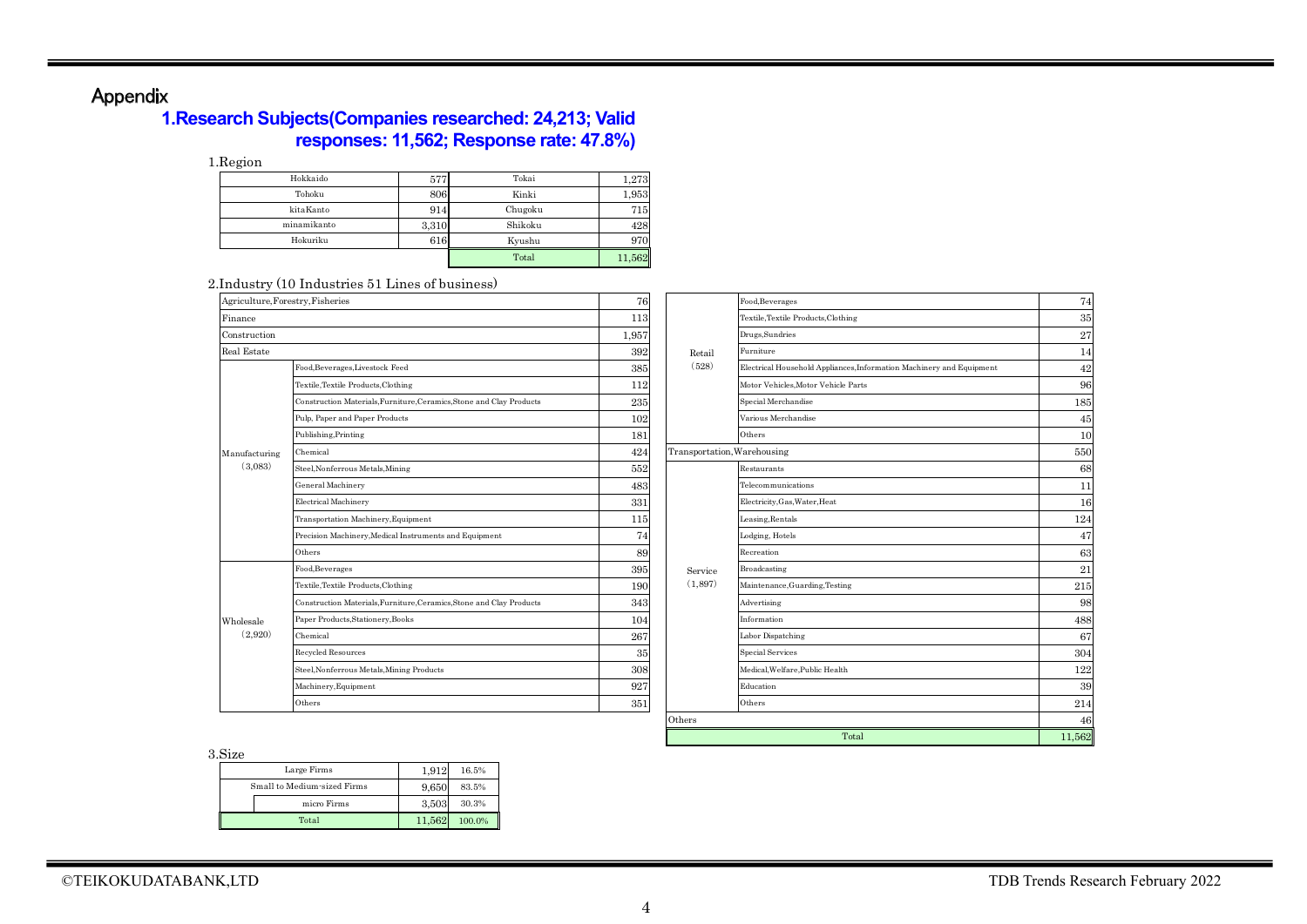# Appendix

## 1.Research Subjects(Companies researched: 24,213; Valid responses: 11,562; Response rate: 47.8%)

1.Region

| Region | Count | Region | Count |
|---|---|---|---|
| Hokkaido | 577 | Tokai | 1,273 |
| Tohoku | 806 | Kinki | 1,953 |
| kitaKanto | 914 | Chugoku | 715 |
| minamikanto | 3,310 | Shikoku | 428 |
| Hokuriku | 616 | Kyushu | 970 |
| | | Total | 11,562 |

2.Industry (10 Industries 51 Lines of business)

| Industry | Line of business | Count |
|---|---|---|
| Agriculture,Forestry,Fisheries | | 76 |
| Finance | | 113 |
| Construction | | 1,957 |
| Real Estate | | 392 |
| Manufacturing (3,083) | Food,Beverages,Livestock Feed | 385 |
| | Textile,Textile Products,Clothing | 112 |
| | Construction Materials,Furniture,Ceramics,Stone and Clay Products | 235 |
| | Pulp, Paper and Paper Products | 102 |
| | Publishing,Printing | 181 |
| | Chemical | 424 |
| | Steel,Nonferrous Metals,Mining | 552 |
| | General Machinery | 483 |
| | Electrical Machinery | 331 |
| | Transportation Machinery,Equipment | 115 |
| | Precision Machinery,Medical Instruments and Equipment | 74 |
| | Others | 89 |
| Wholesale (2,920) | Food,Beverages | 395 |
| | Textile,Textile Products,Clothing | 190 |
| | Construction Materials,Furniture,Ceramics,Stone and Clay Products | 343 |
| | Paper Products,Stationery,Books | 104 |
| | Chemical | 267 |
| | Recycled Resources | 35 |
| | Steel,Nonferrous Metals,Mining Products | 308 |
| | Machinery,Equipment | 927 |
| | Others | 351 |
| Retail (528) | Food,Beverages | 74 |
| | Textile,Textile Products,Clothing | 35 |
| | Drugs,Sundries | 27 |
| | Furniture | 14 |
| | Electrical Household Appliances,Information Machinery and Equipment | 42 |
| | Motor Vehicles,Motor Vehicle Parts | 96 |
| | Special Merchandise | 185 |
| | Various Merchandise | 45 |
| | Others | 10 |
| Transportation,Warehousing | | 550 |
| Service (1,897) | Restaurants | 68 |
| | Telecommunications | 11 |
| | Electricity,Gas,Water,Heat | 16 |
| | Leasing,Rentals | 124 |
| | Lodging, Hotels | 47 |
| | Recreation | 63 |
| | Broadcasting | 21 |
| | Maintenance,Guarding,Testing | 215 |
| | Advertising | 98 |
| | Information | 488 |
| | Labor Dispatching | 67 |
| | Special Services | 304 |
| | Medical,Welfare,Public Health | 122 |
| | Education | 39 |
| | Others | 214 |
| Others | | 46 |
| Total | | 11,562 |

3.Size

| Size | Count | % |
|---|---|---|
| Large Firms | 1,912 | 16.5% |
| Small to Medium-sized Firms | 9,650 | 83.5% |
| micro Firms | 3,503 | 30.3% |
| Total | 11,562 | 100.0% |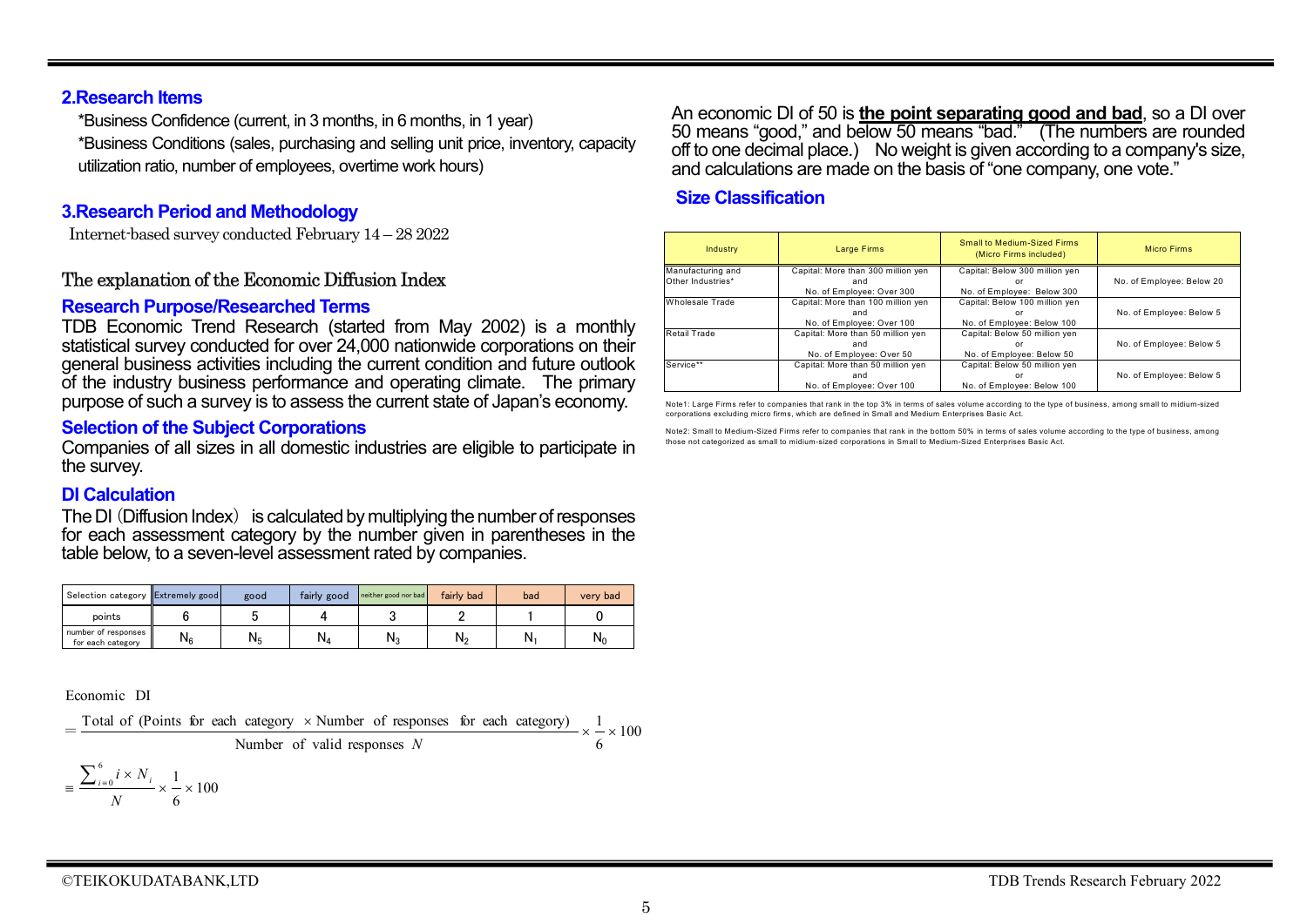## 2.Research Items

*Business Confidence (current, in 3 months, in 6 months, in 1 year)

*Business Conditions (sales, purchasing and selling unit price, inventory, capacity utilization ratio, number of employees, overtime work hours)

## 3.Research Period and Methodology

Internet-based survey conducted February 14 – 28 2022

## The explanation of the Economic Diffusion Index

### Research Purpose/Researched Terms

TDB Economic Trend Research (started from May 2002) is a monthly statistical survey conducted for over 24,000 nationwide corporations on their general business activities including the current condition and future outlook of the industry business performance and operating climate. The primary purpose of such a survey is to assess the current state of Japan's economy.

### Selection of the Subject Corporations

Companies of all sizes in all domestic industries are eligible to participate in the survey.

### DI Calculation

The DI（Diffusion Index） is calculated by multiplying the number of responses for each assessment category by the number given in parentheses in the table below, to a seven-level assessment rated by companies.

| Selection category | Extremely good | good | fairly good | neither good nor bad | fairly bad | bad | very bad |
|---|---|---|---|---|---|---|---|
| points | 6 | 5 | 4 | 3 | 2 | 1 | 0 |
| number of responses for each category | $N_6$ | $N_5$ | $N_4$ | $N_3$ | $N_2$ | $N_1$ | $N_0$ |

Economic DI

$$= \frac{\text{Total of (Points for each category} \times \text{Number of responses for each category)}}{\text{Number of valid responses } N} \times \frac{1}{6} \times 100$$

$$\equiv \frac{\sum_{i=0}^{6} i \times N_i}{N} \times \frac{1}{6} \times 100$$

An economic DI of 50 is **the point separating good and bad**, so a DI over 50 means "good," and below 50 means "bad." (The numbers are rounded off to one decimal place.) No weight is given according to a company's size, and calculations are made on the basis of "one company, one vote."

### Size Classification

| Industry | Large Firms | Small to Medium-Sized Firms (Micro Firms included) | Micro Firms |
|---|---|---|---|
| Manufacturing and Other Industries* | Capital: More than 300 million yen and No. of Employee: Over 300 | Capital: Below 300 million yen or No. of Employee: Below 300 | No. of Employee: Below 20 |
| Wholesale Trade | Capital: More than 100 million yen and No. of Employee: Over 100 | Capital: Below 100 million yen or No. of Employee: Below 100 | No. of Employee: Below 5 |
| Retail Trade | Capital: More than 50 million yen and No. of Employee: Over 50 | Capital: Below 50 million yen or No. of Employee: Below 50 | No. of Employee: Below 5 |
| Service** | Capital: More than 50 million yen and No. of Employee: Over 100 | Capital: Below 50 million yen or No. of Employee: Below 100 | No. of Employee: Below 5 |

Note1: Large Firms refer to companies that rank in the top 3% in terms of sales volume according to the type of business, among small to midium-sized corporations excluding micro firms, which are defined in Small and Medium Enterprises Basic Act.

Note2: Small to Medium-Sized Firms refer to companies that rank in the bottom 50% in terms of sales volume according to the type of business, among those not categorized as small to midium-sized corporations in Small to Medium-Sized Enterprises Basic Act.